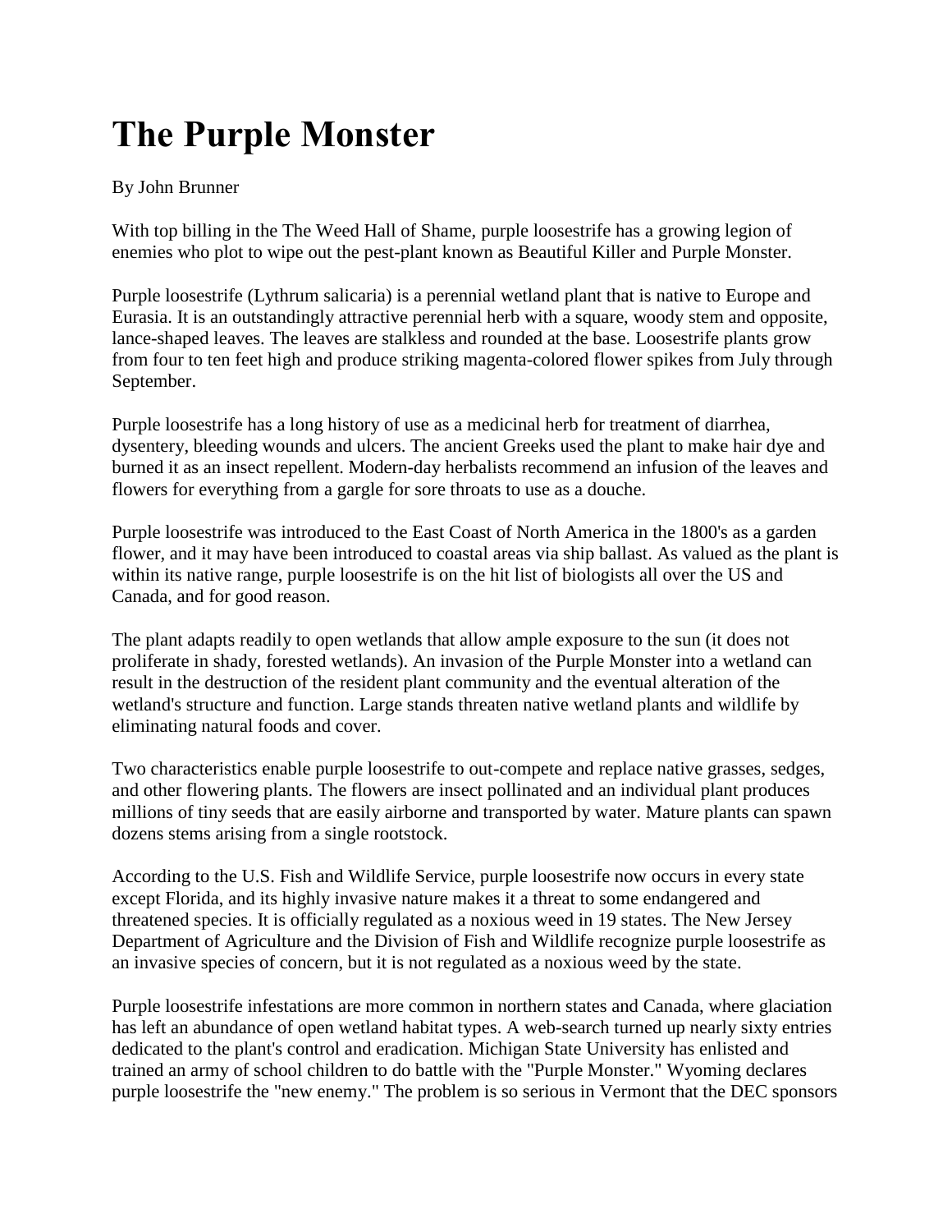# The Purple Monster

By John Brunner

With top billing in the The Weed Hall of Shame, purple loosestrife has a growing legion of enemies who plot to wipe out the pest-plant known as Beautiful Killer and Purple Monster.

Purple loosestrife (Lythrum salicaria) is a perennial wetland plant that is native to Europe and Eurasia. It is an outstandingly attractive perennial herb with a square, woody stem and opposite, lance-shaped leaves. The leaves are stalkless and rounded at the base. Loosestrife plants grow from four to ten feet high and produce striking magenta-colored flower spikes from July through September.

Purple loosestrife has a long history of use as a medicinal herb for treatment of diarrhea, dysentery, bleeding wounds and ulcers. The ancient Greeks used the plant to make hair dye and burned it as an insect repellent. Modern-day herbalists recommend an infusion of the leaves and flowers for everything from a gargle for sore throats to use as a douche.

Purple loosestrife was introduced to the East Coast of North America in the 1800's as a garden flower, and it may have been introduced to coastal areas via ship ballast. As valued as the plant is within its native range, purple loosestrife is on the hit list of biologists all over the US and Canada, and for good reason.

The plant adapts readily to open wetlands that allow ample exposure to the sun (it does not proliferate in shady, forested wetlands). An invasion of the Purple Monster into a wetland can result in the destruction of the resident plant community and the eventual alteration of the wetland's structure and function. Large stands threaten native wetland plants and wildlife by eliminating natural foods and cover.

Two characteristics enable purple loosestrife to out-compete and replace native grasses, sedges, and other flowering plants. The flowers are insect pollinated and an individual plant produces millions of tiny seeds that are easily airborne and transported by water. Mature plants can spawn dozens stems arising from a single rootstock.

According to the U.S. Fish and Wildlife Service, purple loosestrife now occurs in every state except Florida, and its highly invasive nature makes it a threat to some endangered and threatened species. It is officially regulated as a noxious weed in 19 states. The New Jersey Department of Agriculture and the Division of Fish and Wildlife recognize purple loosestrife as an invasive species of concern, but it is not regulated as a noxious weed by the state.

Purple loosestrife infestations are more common in northern states and Canada, where glaciation has left an abundance of open wetland habitat types. A web-search turned up nearly sixty entries dedicated to the plant's control and eradication. Michigan State University has enlisted and trained an army of school children to do battle with the "Purple Monster." Wyoming declares purple loosestrife the "new enemy." The problem is so serious in Vermont that the DEC sponsors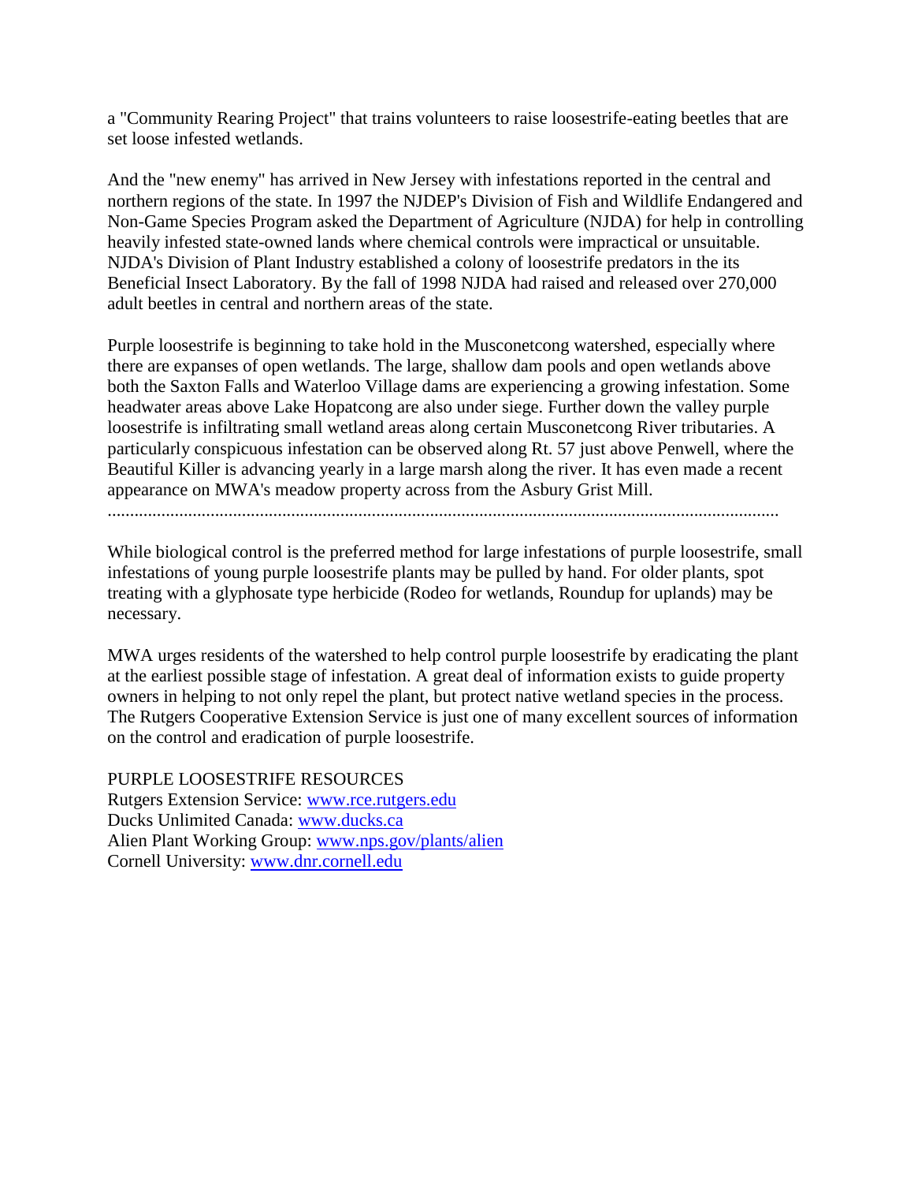a "Community Rearing Project" that trains volunteers to raise loosestrife-eating beetles that are set loose infested wetlands.

And the "new enemy" has arrived in New Jersey with infestations reported in the central and northern regions of the state. In 1997 the NJDEP's Division of Fish and Wildlife Endangered and Non-Game Species Program asked the Department of Agriculture (NJDA) for help in controlling heavily infested state-owned lands where chemical controls were impractical or unsuitable. NJDA's Division of Plant Industry established a colony of loosestrife predators in the its Beneficial Insect Laboratory. By the fall of 1998 NJDA had raised and released over 270,000 adult beetles in central and northern areas of the state.

Purple loosestrife is beginning to take hold in the Musconetcong watershed, especially where there are expanses of open wetlands. The large, shallow dam pools and open wetlands above both the Saxton Falls and Waterloo Village dams are experiencing a growing infestation. Some headwater areas above Lake Hopatcong are also under siege. Further down the valley purple loosestrife is infiltrating small wetland areas along certain Musconetcong River tributaries. A particularly conspicuous infestation can be observed along Rt. 57 just above Penwell, where the Beautiful Killer is advancing yearly in a large marsh along the river. It has even made a recent appearance on MWA's meadow property across from the Asbury Grist Mill.

........................................................................................................................................

While biological control is the preferred method for large infestations of purple loosestrife, small infestations of young purple loosestrife plants may be pulled by hand. For older plants, spot treating with a glyphosate type herbicide (Rodeo for wetlands, Roundup for uplands) may be necessary.

MWA urges residents of the watershed to help control purple loosestrife by eradicating the plant at the earliest possible stage of infestation. A great deal of information exists to guide property owners in helping to not only repel the plant, but protect native wetland species in the process. The Rutgers Cooperative Extension Service is just one of many excellent sources of information on the control and eradication of purple loosestrife.

PURPLE LOOSESTRIFE RESOURCES
Rutgers Extension Service: www.rce.rutgers.edu
Ducks Unlimited Canada: www.ducks.ca
Alien Plant Working Group: www.nps.gov/plants/alien
Cornell University: www.dnr.cornell.edu